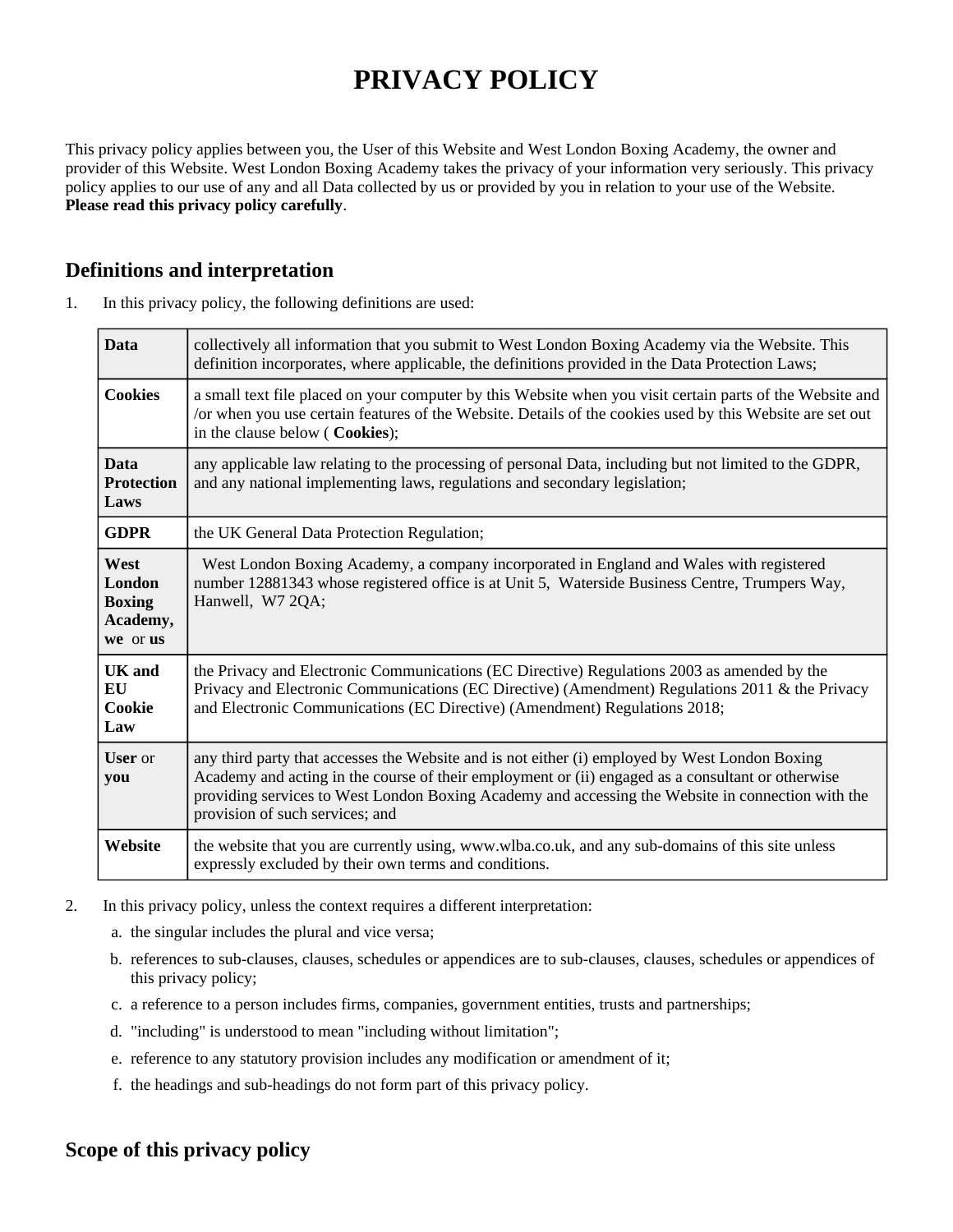# PRIVACY POLICY

This privacy policy applies between you, the User of this Website and West London Boxing Academy, the owner and provider of this Website. West London Boxing Academy takes the privacy of your information very seriously. This privacy policy applies to our use of any and all Data collected by us or provided by you in relation to your use of the Website. **Please read this privacy policy carefully**.

## Definitions and interpretation

1. In this privacy policy, the following definitions are used:

| | |
|---|---|
| **Data** | collectively all information that you submit to West London Boxing Academy via the Website. This definition incorporates, where applicable, the definitions provided in the Data Protection Laws; |
| **Cookies** | a small text file placed on your computer by this Website when you visit certain parts of the Website and /or when you use certain features of the Website. Details of the cookies used by this Website are set out in the clause below ( **Cookies**); |
| **Data Protection Laws** | any applicable law relating to the processing of personal Data, including but not limited to the GDPR, and any national implementing laws, regulations and secondary legislation; |
| **GDPR** | the UK General Data Protection Regulation; |
| **West London Boxing Academy, we** or **us** | West London Boxing Academy, a company incorporated in England and Wales with registered number 12881343 whose registered office is at Unit 5, Waterside Business Centre, Trumpers Way, Hanwell, W7 2QA; |
| **UK and EU Cookie Law** | the Privacy and Electronic Communications (EC Directive) Regulations 2003 as amended by the Privacy and Electronic Communications (EC Directive) (Amendment) Regulations 2011 & the Privacy and Electronic Communications (EC Directive) (Amendment) Regulations 2018; |
| **User** or **you** | any third party that accesses the Website and is not either (i) employed by West London Boxing Academy and acting in the course of their employment or (ii) engaged as a consultant or otherwise providing services to West London Boxing Academy and accessing the Website in connection with the provision of such services; and |
| **Website** | the website that you are currently using, www.wlba.co.uk, and any sub-domains of this site unless expressly excluded by their own terms and conditions. |

2. In this privacy policy, unless the context requires a different interpretation:
   a. the singular includes the plural and vice versa;
   b. references to sub-clauses, clauses, schedules or appendices are to sub-clauses, clauses, schedules or appendices of this privacy policy;
   c. a reference to a person includes firms, companies, government entities, trusts and partnerships;
   d. "including" is understood to mean "including without limitation";
   e. reference to any statutory provision includes any modification or amendment of it;
   f. the headings and sub-headings do not form part of this privacy policy.

## Scope of this privacy policy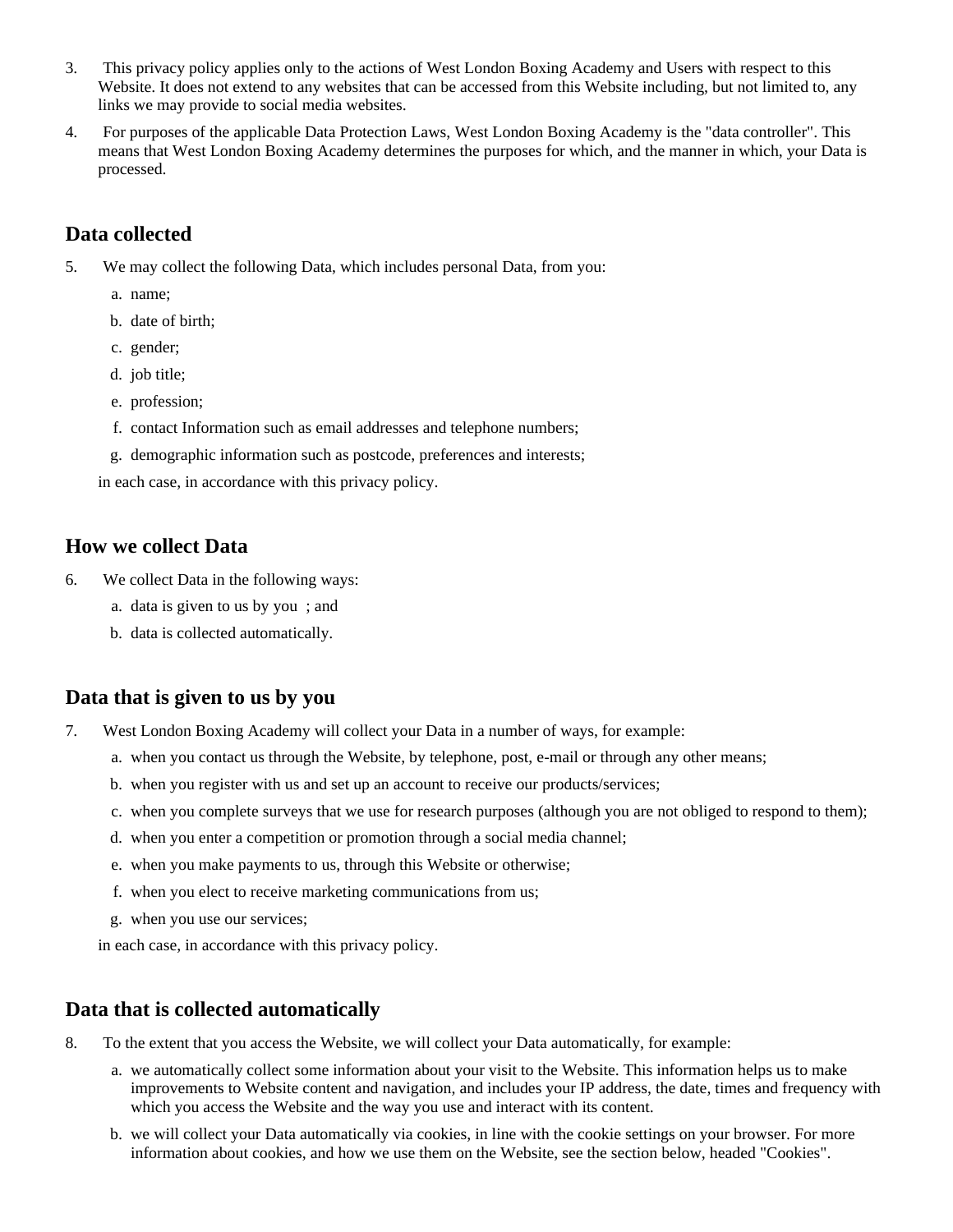3. This privacy policy applies only to the actions of West London Boxing Academy and Users with respect to this Website. It does not extend to any websites that can be accessed from this Website including, but not limited to, any links we may provide to social media websites.
4. For purposes of the applicable Data Protection Laws, West London Boxing Academy is the "data controller". This means that West London Boxing Academy determines the purposes for which, and the manner in which, your Data is processed.

## Data collected

5. We may collect the following Data, which includes personal Data, from you:
    a. name;
    b. date of birth;
    c. gender;
    d. job title;
    e. profession;
    f. contact Information such as email addresses and telephone numbers;
    g. demographic information such as postcode, preferences and interests;

   in each case, in accordance with this privacy policy.

## How we collect Data

6. We collect Data in the following ways:
    a. data is given to us by you ; and
    b. data is collected automatically.

## Data that is given to us by you

7. West London Boxing Academy will collect your Data in a number of ways, for example:
    a. when you contact us through the Website, by telephone, post, e-mail or through any other means;
    b. when you register with us and set up an account to receive our products/services;
    c. when you complete surveys that we use for research purposes (although you are not obliged to respond to them);
    d. when you enter a competition or promotion through a social media channel;
    e. when you make payments to us, through this Website or otherwise;
    f. when you elect to receive marketing communications from us;
    g. when you use our services;

   in each case, in accordance with this privacy policy.

## Data that is collected automatically

8. To the extent that you access the Website, we will collect your Data automatically, for example:
    a. we automatically collect some information about your visit to the Website. This information helps us to make improvements to Website content and navigation, and includes your IP address, the date, times and frequency with which you access the Website and the way you use and interact with its content.
    b. we will collect your Data automatically via cookies, in line with the cookie settings on your browser. For more information about cookies, and how we use them on the Website, see the section below, headed "Cookies".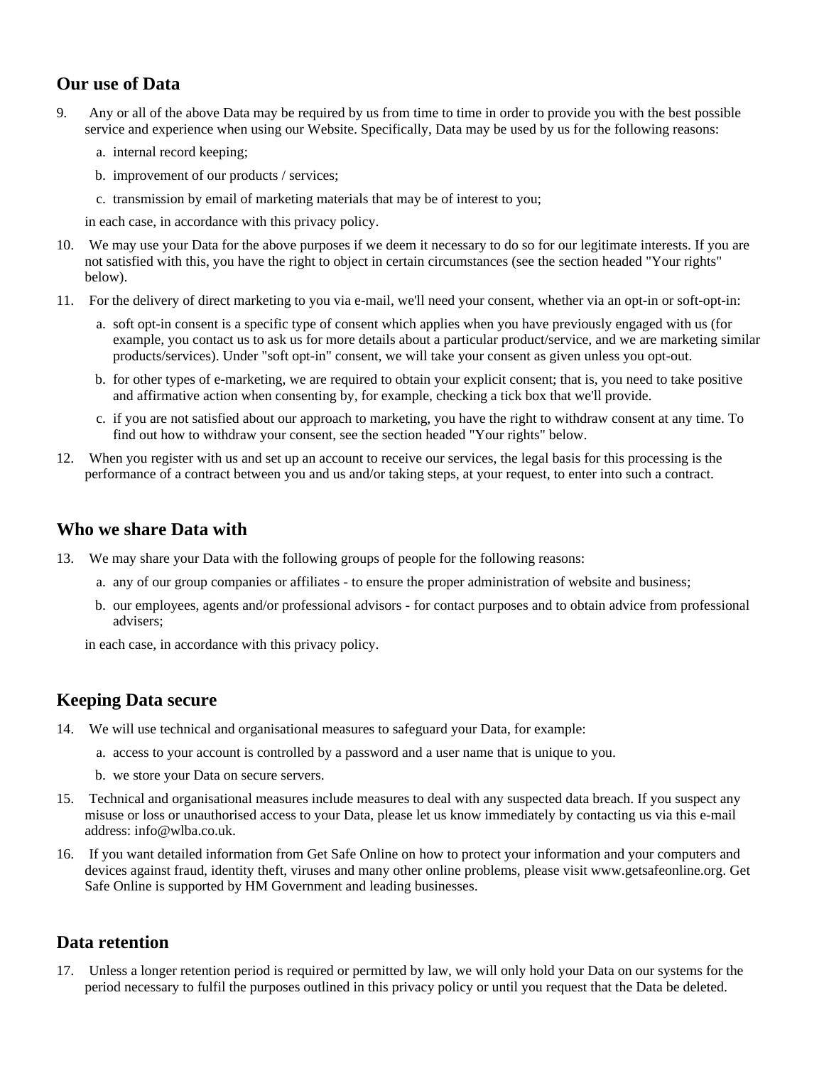## Our use of Data

9. Any or all of the above Data may be required by us from time to time in order to provide you with the best possible service and experience when using our Website. Specifically, Data may be used by us for the following reasons:
    a. internal record keeping;
    b. improvement of our products / services;
    c. transmission by email of marketing materials that may be of interest to you;

    in each case, in accordance with this privacy policy.
10. We may use your Data for the above purposes if we deem it necessary to do so for our legitimate interests. If you are not satisfied with this, you have the right to object in certain circumstances (see the section headed "Your rights" below).
11. For the delivery of direct marketing to you via e-mail, we'll need your consent, whether via an opt-in or soft-opt-in:
    a. soft opt-in consent is a specific type of consent which applies when you have previously engaged with us (for example, you contact us to ask us for more details about a particular product/service, and we are marketing similar products/services). Under "soft opt-in" consent, we will take your consent as given unless you opt-out.
    b. for other types of e-marketing, we are required to obtain your explicit consent; that is, you need to take positive and affirmative action when consenting by, for example, checking a tick box that we'll provide.
    c. if you are not satisfied about our approach to marketing, you have the right to withdraw consent at any time. To find out how to withdraw your consent, see the section headed "Your rights" below.
12. When you register with us and set up an account to receive our services, the legal basis for this processing is the performance of a contract between you and us and/or taking steps, at your request, to enter into such a contract.

## Who we share Data with

13. We may share your Data with the following groups of people for the following reasons:
    a. any of our group companies or affiliates - to ensure the proper administration of website and business;
    b. our employees, agents and/or professional advisors - for contact purposes and to obtain advice from professional advisers;

    in each case, in accordance with this privacy policy.

## Keeping Data secure

14. We will use technical and organisational measures to safeguard your Data, for example:
    a. access to your account is controlled by a password and a user name that is unique to you.
    b. we store your Data on secure servers.
15. Technical and organisational measures include measures to deal with any suspected data breach. If you suspect any misuse or loss or unauthorised access to your Data, please let us know immediately by contacting us via this e-mail address: info@wlba.co.uk.
16. If you want detailed information from Get Safe Online on how to protect your information and your computers and devices against fraud, identity theft, viruses and many other online problems, please visit www.getsafeonline.org. Get Safe Online is supported by HM Government and leading businesses.

## Data retention

17. Unless a longer retention period is required or permitted by law, we will only hold your Data on our systems for the period necessary to fulfil the purposes outlined in this privacy policy or until you request that the Data be deleted.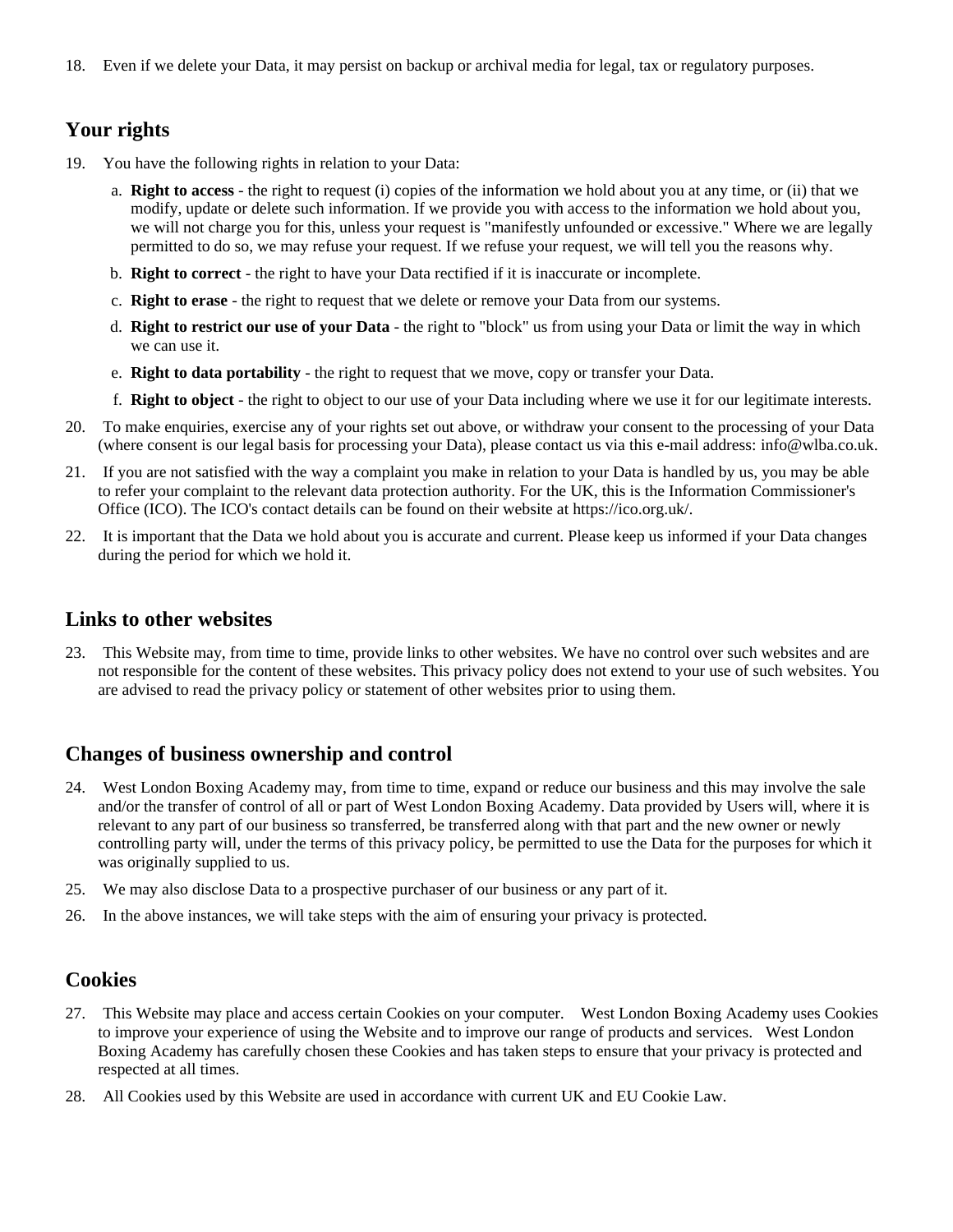18. Even if we delete your Data, it may persist on backup or archival media for legal, tax or regulatory purposes.

## Your rights

19. You have the following rights in relation to your Data:

    a. **Right to access** - the right to request (i) copies of the information we hold about you at any time, or (ii) that we modify, update or delete such information. If we provide you with access to the information we hold about you, we will not charge you for this, unless your request is "manifestly unfounded or excessive." Where we are legally permitted to do so, we may refuse your request. If we refuse your request, we will tell you the reasons why.

    b. **Right to correct** - the right to have your Data rectified if it is inaccurate or incomplete.

    c. **Right to erase** - the right to request that we delete or remove your Data from our systems.

    d. **Right to restrict our use of your Data** - the right to "block" us from using your Data or limit the way in which we can use it.

    e. **Right to data portability** - the right to request that we move, copy or transfer your Data.

    f. **Right to object** - the right to object to our use of your Data including where we use it for our legitimate interests.

20. To make enquiries, exercise any of your rights set out above, or withdraw your consent to the processing of your Data (where consent is our legal basis for processing your Data), please contact us via this e-mail address: info@wlba.co.uk.

21. If you are not satisfied with the way a complaint you make in relation to your Data is handled by us, you may be able to refer your complaint to the relevant data protection authority. For the UK, this is the Information Commissioner's Office (ICO). The ICO's contact details can be found on their website at https://ico.org.uk/.

22. It is important that the Data we hold about you is accurate and current. Please keep us informed if your Data changes during the period for which we hold it.

## Links to other websites

23. This Website may, from time to time, provide links to other websites. We have no control over such websites and are not responsible for the content of these websites. This privacy policy does not extend to your use of such websites. You are advised to read the privacy policy or statement of other websites prior to using them.

## Changes of business ownership and control

24. West London Boxing Academy may, from time to time, expand or reduce our business and this may involve the sale and/or the transfer of control of all or part of West London Boxing Academy. Data provided by Users will, where it is relevant to any part of our business so transferred, be transferred along with that part and the new owner or newly controlling party will, under the terms of this privacy policy, be permitted to use the Data for the purposes for which it was originally supplied to us.

25. We may also disclose Data to a prospective purchaser of our business or any part of it.

26. In the above instances, we will take steps with the aim of ensuring your privacy is protected.

## Cookies

27. This Website may place and access certain Cookies on your computer. West London Boxing Academy uses Cookies to improve your experience of using the Website and to improve our range of products and services. West London Boxing Academy has carefully chosen these Cookies and has taken steps to ensure that your privacy is protected and respected at all times.

28. All Cookies used by this Website are used in accordance with current UK and EU Cookie Law.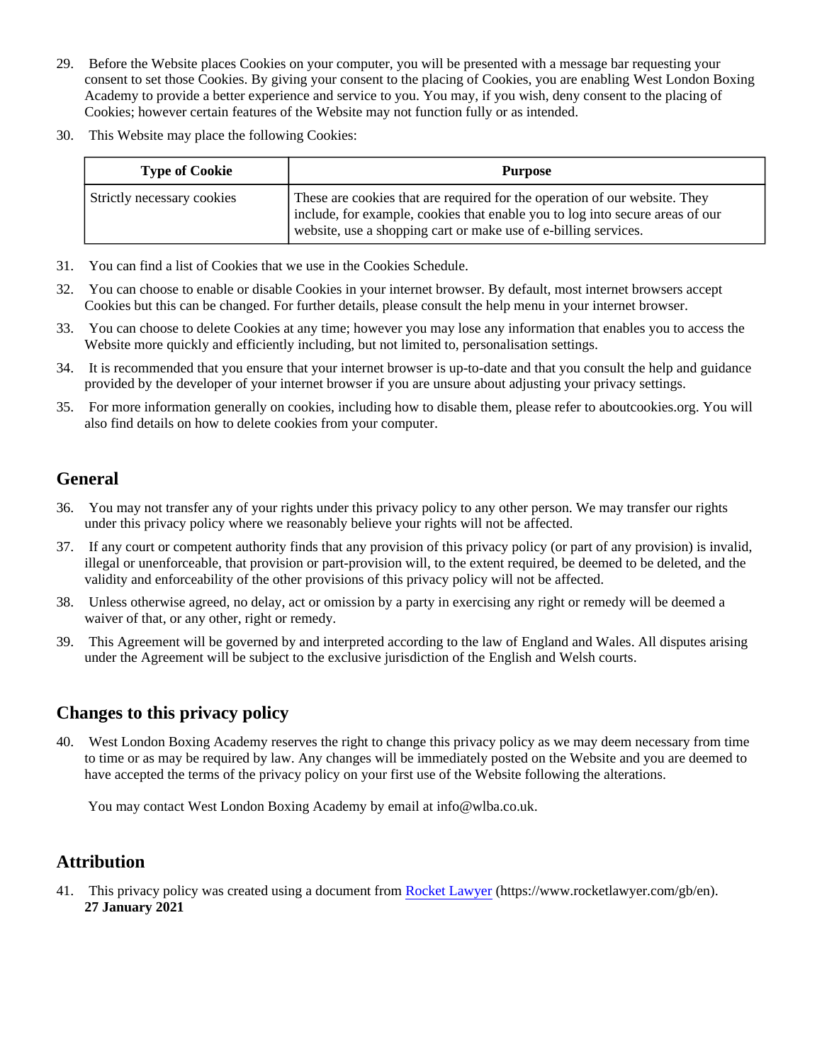29. Before the Website places Cookies on your computer, you will be presented with a message bar requesting your consent to set those Cookies. By giving your consent to the placing of Cookies, you are enabling West London Boxing Academy to provide a better experience and service to you. You may, if you wish, deny consent to the placing of Cookies; however certain features of the Website may not function fully or as intended.

30. This Website may place the following Cookies:

| Type of Cookie | Purpose |
| --- | --- |
| Strictly necessary cookies | These are cookies that are required for the operation of our website. They include, for example, cookies that enable you to log into secure areas of our website, use a shopping cart or make use of e-billing services. |

31. You can find a list of Cookies that we use in the Cookies Schedule.

32. You can choose to enable or disable Cookies in your internet browser. By default, most internet browsers accept Cookies but this can be changed. For further details, please consult the help menu in your internet browser.

33. You can choose to delete Cookies at any time; however you may lose any information that enables you to access the Website more quickly and efficiently including, but not limited to, personalisation settings.

34. It is recommended that you ensure that your internet browser is up-to-date and that you consult the help and guidance provided by the developer of your internet browser if you are unsure about adjusting your privacy settings.

35. For more information generally on cookies, including how to disable them, please refer to aboutcookies.org. You will also find details on how to delete cookies from your computer.

## General

36. You may not transfer any of your rights under this privacy policy to any other person. We may transfer our rights under this privacy policy where we reasonably believe your rights will not be affected.

37. If any court or competent authority finds that any provision of this privacy policy (or part of any provision) is invalid, illegal or unenforceable, that provision or part-provision will, to the extent required, be deemed to be deleted, and the validity and enforceability of the other provisions of this privacy policy will not be affected.

38. Unless otherwise agreed, no delay, act or omission by a party in exercising any right or remedy will be deemed a waiver of that, or any other, right or remedy.

39. This Agreement will be governed by and interpreted according to the law of England and Wales. All disputes arising under the Agreement will be subject to the exclusive jurisdiction of the English and Welsh courts.

## Changes to this privacy policy

40. West London Boxing Academy reserves the right to change this privacy policy as we may deem necessary from time to time or as may be required by law. Any changes will be immediately posted on the Website and you are deemed to have accepted the terms of the privacy policy on your first use of the Website following the alterations.

    You may contact West London Boxing Academy by email at info@wlba.co.uk.

## Attribution

41. This privacy policy was created using a document from [Rocket Lawyer](https://www.rocketlawyer.com/gb/en) (https://www.rocketlawyer.com/gb/en).
    **27 January 2021**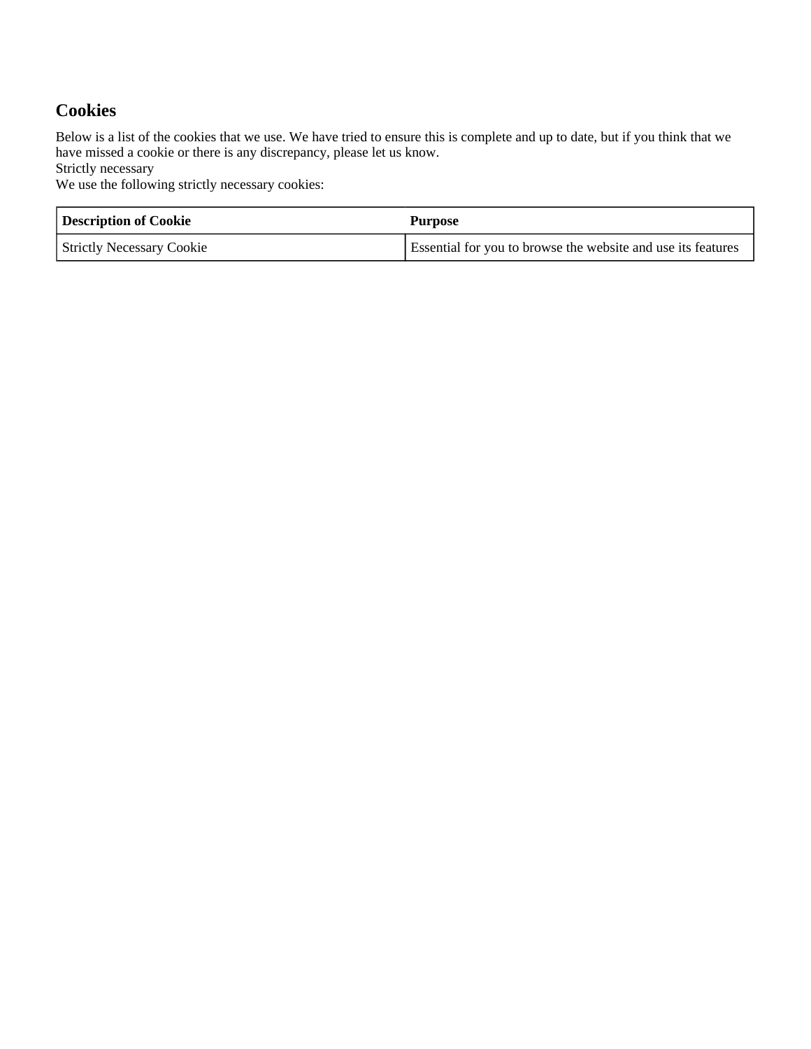## Cookies

Below is a list of the cookies that we use. We have tried to ensure this is complete and up to date, but if you think that we have missed a cookie or there is any discrepancy, please let us know.

Strictly necessary

We use the following strictly necessary cookies:

| **Description of Cookie** | **Purpose** |
|---|---|
| Strictly Necessary Cookie | Essential for you to browse the website and use its features |